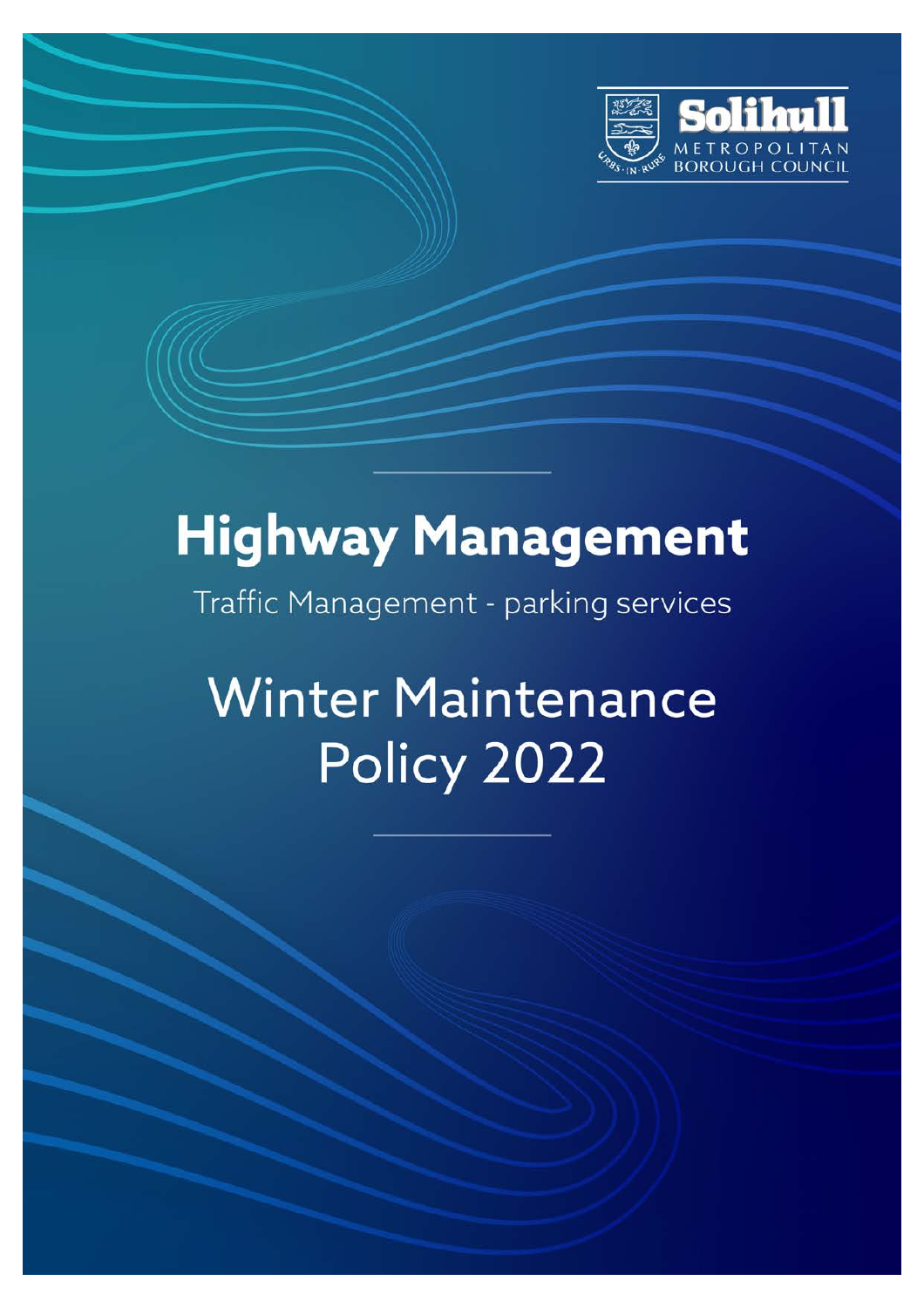Solihull Metropolitan Borough Council

# Highway Management

Traffic Management - parking services

## Winter Maintenance Policy 2022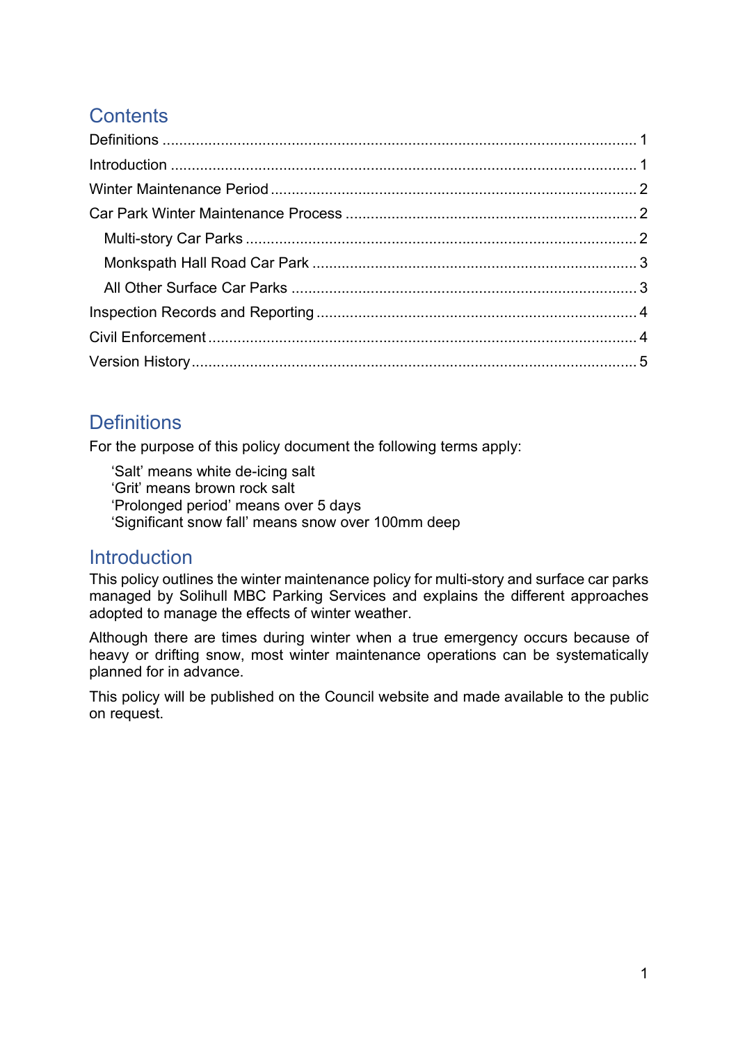## Contents

Definitions ........................................................................................................ 1

Introduction ...................................................................................................... 1

Winter Maintenance Period ............................................................................. 2

Car Park Winter Maintenance Process ............................................................ 2

- Multi-story Car Parks .................................................................................. 2
- Monkspath Hall Road Car Park .................................................................. 3
- All Other Surface Car Parks ....................................................................... 3

Inspection Records and Reporting .................................................................. 4

Civil Enforcement ............................................................................................ 4

Version History ................................................................................................ 5

## Definitions

For the purpose of this policy document the following terms apply:

'Salt' means white de-icing salt
'Grit' means brown rock salt
'Prolonged period' means over 5 days
'Significant snow fall' means snow over 100mm deep

## Introduction

This policy outlines the winter maintenance policy for multi-story and surface car parks managed by Solihull MBC Parking Services and explains the different approaches adopted to manage the effects of winter weather.

Although there are times during winter when a true emergency occurs because of heavy or drifting snow, most winter maintenance operations can be systematically planned for in advance.

This policy will be published on the Council website and made available to the public on request.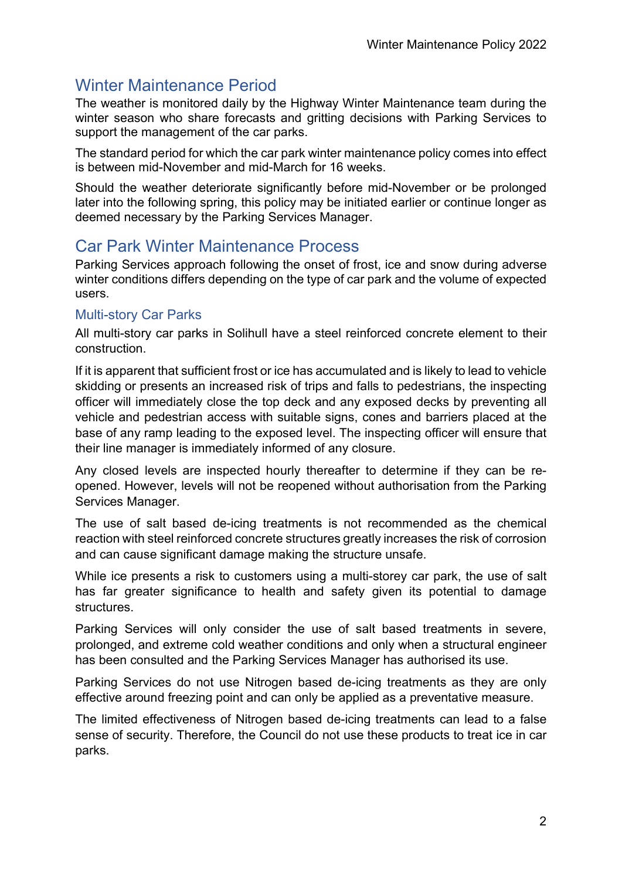## Winter Maintenance Period

The weather is monitored daily by the Highway Winter Maintenance team during the winter season who share forecasts and gritting decisions with Parking Services to support the management of the car parks.

The standard period for which the car park winter maintenance policy comes into effect is between mid-November and mid-March for 16 weeks.

Should the weather deteriorate significantly before mid-November or be prolonged later into the following spring, this policy may be initiated earlier or continue longer as deemed necessary by the Parking Services Manager.

## Car Park Winter Maintenance Process

Parking Services approach following the onset of frost, ice and snow during adverse winter conditions differs depending on the type of car park and the volume of expected users.

### Multi-story Car Parks

All multi-story car parks in Solihull have a steel reinforced concrete element to their construction.

If it is apparent that sufficient frost or ice has accumulated and is likely to lead to vehicle skidding or presents an increased risk of trips and falls to pedestrians, the inspecting officer will immediately close the top deck and any exposed decks by preventing all vehicle and pedestrian access with suitable signs, cones and barriers placed at the base of any ramp leading to the exposed level. The inspecting officer will ensure that their line manager is immediately informed of any closure.

Any closed levels are inspected hourly thereafter to determine if they can be re-opened. However, levels will not be reopened without authorisation from the Parking Services Manager.

The use of salt based de-icing treatments is not recommended as the chemical reaction with steel reinforced concrete structures greatly increases the risk of corrosion and can cause significant damage making the structure unsafe.

While ice presents a risk to customers using a multi-storey car park, the use of salt has far greater significance to health and safety given its potential to damage structures.

Parking Services will only consider the use of salt based treatments in severe, prolonged, and extreme cold weather conditions and only when a structural engineer has been consulted and the Parking Services Manager has authorised its use.

Parking Services do not use Nitrogen based de-icing treatments as they are only effective around freezing point and can only be applied as a preventative measure.

The limited effectiveness of Nitrogen based de-icing treatments can lead to a false sense of security. Therefore, the Council do not use these products to treat ice in car parks.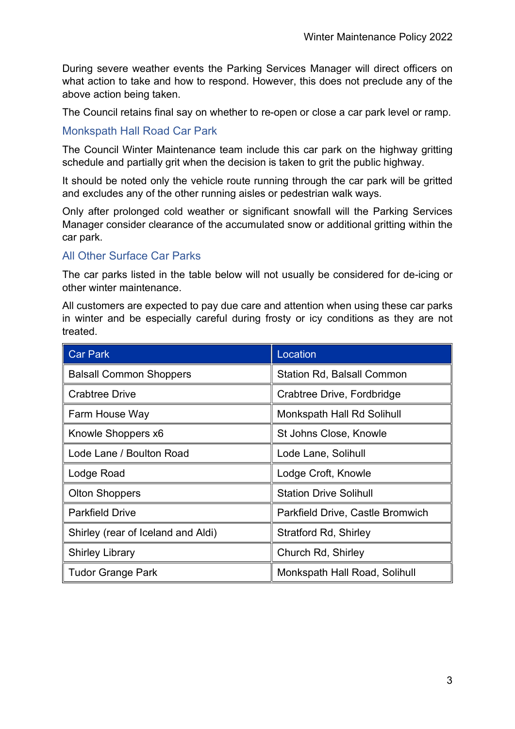During severe weather events the Parking Services Manager will direct officers on what action to take and how to respond. However, this does not preclude any of the above action being taken.

The Council retains final say on whether to re-open or close a car park level or ramp.

### Monkspath Hall Road Car Park

The Council Winter Maintenance team include this car park on the highway gritting schedule and partially grit when the decision is taken to grit the public highway.

It should be noted only the vehicle route running through the car park will be gritted and excludes any of the other running aisles or pedestrian walk ways.

Only after prolonged cold weather or significant snowfall will the Parking Services Manager consider clearance of the accumulated snow or additional gritting within the car park.

### All Other Surface Car Parks

The car parks listed in the table below will not usually be considered for de-icing or other winter maintenance.

All customers are expected to pay due care and attention when using these car parks in winter and be especially careful during frosty or icy conditions as they are not treated.

| Car Park | Location |
| --- | --- |
| Balsall Common Shoppers | Station Rd, Balsall Common |
| Crabtree Drive | Crabtree Drive, Fordbridge |
| Farm House Way | Monkspath Hall Rd Solihull |
| Knowle Shoppers x6 | St Johns Close, Knowle |
| Lode Lane / Boulton Road | Lode Lane, Solihull |
| Lodge Road | Lodge Croft, Knowle |
| Olton Shoppers | Station Drive Solihull |
| Parkfield Drive | Parkfield Drive, Castle Bromwich |
| Shirley (rear of Iceland and Aldi) | Stratford Rd, Shirley |
| Shirley Library | Church Rd, Shirley |
| Tudor Grange Park | Monkspath Hall Road, Solihull |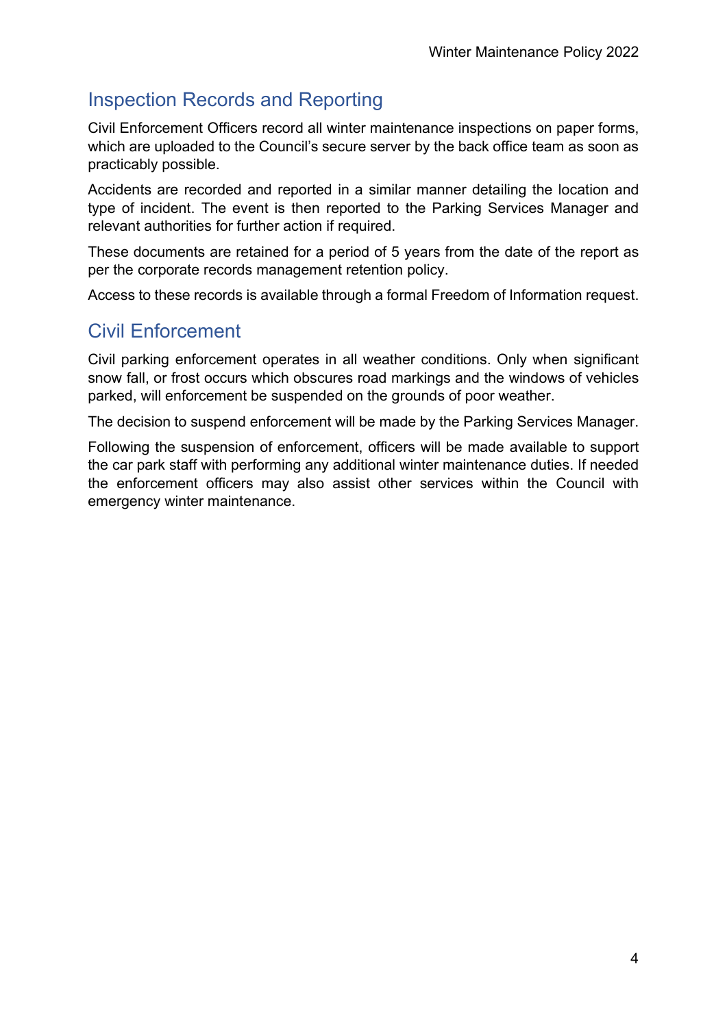## Inspection Records and Reporting

Civil Enforcement Officers record all winter maintenance inspections on paper forms, which are uploaded to the Council's secure server by the back office team as soon as practicably possible.

Accidents are recorded and reported in a similar manner detailing the location and type of incident. The event is then reported to the Parking Services Manager and relevant authorities for further action if required.

These documents are retained for a period of 5 years from the date of the report as per the corporate records management retention policy.

Access to these records is available through a formal Freedom of Information request.

## Civil Enforcement

Civil parking enforcement operates in all weather conditions. Only when significant snow fall, or frost occurs which obscures road markings and the windows of vehicles parked, will enforcement be suspended on the grounds of poor weather.

The decision to suspend enforcement will be made by the Parking Services Manager.

Following the suspension of enforcement, officers will be made available to support the car park staff with performing any additional winter maintenance duties. If needed the enforcement officers may also assist other services within the Council with emergency winter maintenance.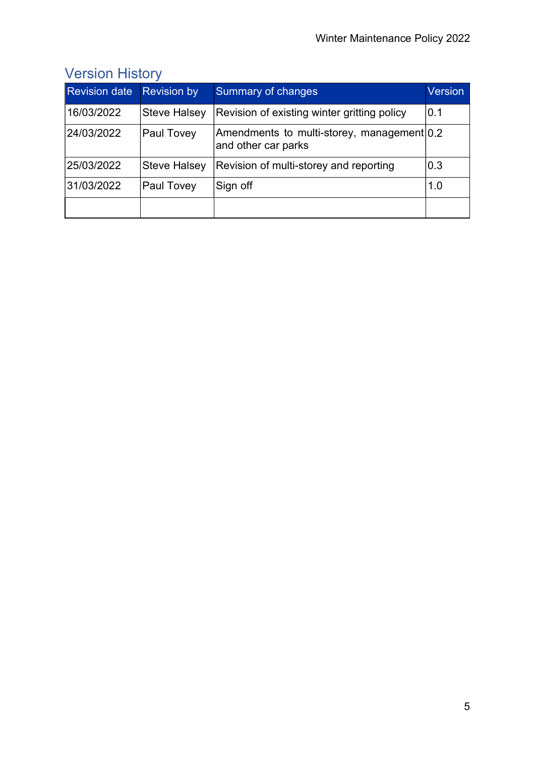## Version History

| Revision date | Revision by | Summary of changes | Version |
|---|---|---|---|
| 16/03/2022 | Steve Halsey | Revision of existing winter gritting policy | 0.1 |
| 24/03/2022 | Paul Tovey | Amendments to multi-storey, management and other car parks | 0.2 |
| 25/03/2022 | Steve Halsey | Revision of multi-storey and reporting | 0.3 |
| 31/03/2022 | Paul Tovey | Sign off | 1.0 |
| | | | |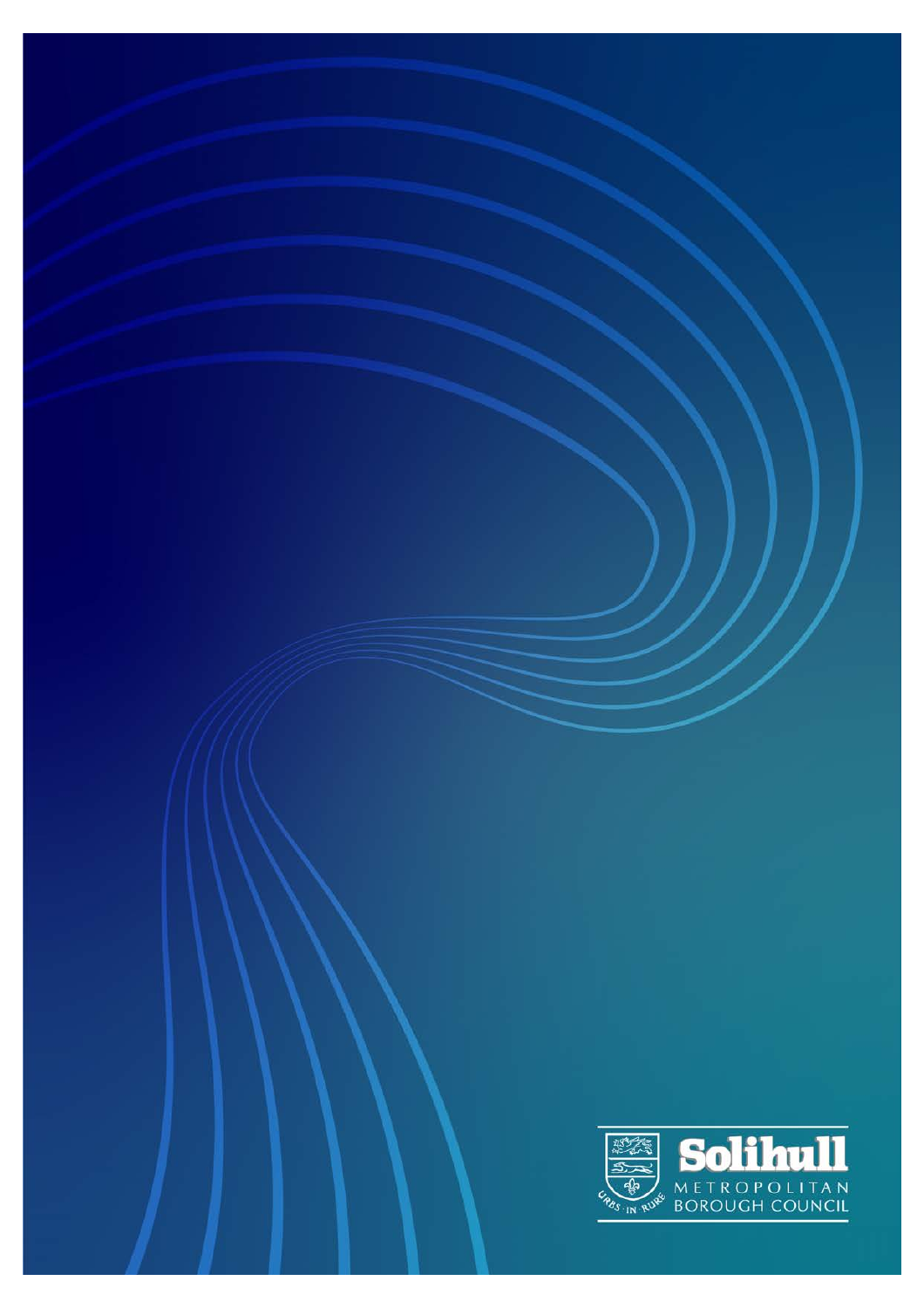Solihull

METROPOLITAN BOROUGH COUNCIL

URBS IN RURE